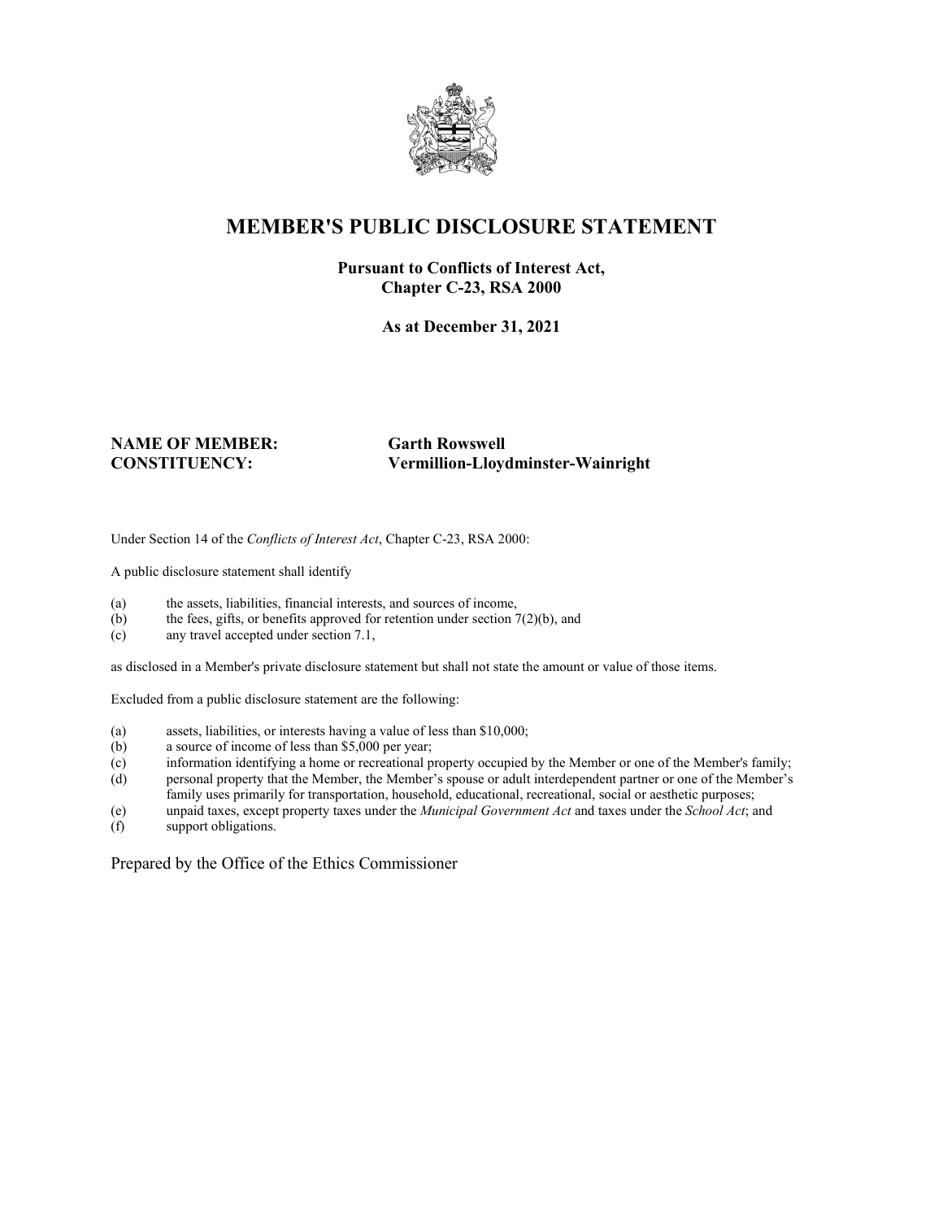# MEMBER'S PUBLIC DISCLOSURE STATEMENT

**Pursuant to Conflicts of Interest Act,**
**Chapter C-23, RSA 2000**

**As at December 31, 2021**

**NAME OF MEMBER:** **Garth Rowswell**
**CONSTITUENCY:** **Vermillion-Lloydminster-Wainright**

Under Section 14 of the *Conflicts of Interest Act*, Chapter C-23, RSA 2000:

A public disclosure statement shall identify

(a) the assets, liabilities, financial interests, and sources of income,
(b) the fees, gifts, or benefits approved for retention under section 7(2)(b), and
(c) any travel accepted under section 7.1,

as disclosed in a Member's private disclosure statement but shall not state the amount or value of those items.

Excluded from a public disclosure statement are the following:

(a) assets, liabilities, or interests having a value of less than $10,000;
(b) a source of income of less than $5,000 per year;
(c) information identifying a home or recreational property occupied by the Member or one of the Member's family;
(d) personal property that the Member, the Member's spouse or adult interdependent partner or one of the Member's family uses primarily for transportation, household, educational, recreational, social or aesthetic purposes;
(e) unpaid taxes, except property taxes under the *Municipal Government Act* and taxes under the *School Act*; and
(f) support obligations.

Prepared by the Office of the Ethics Commissioner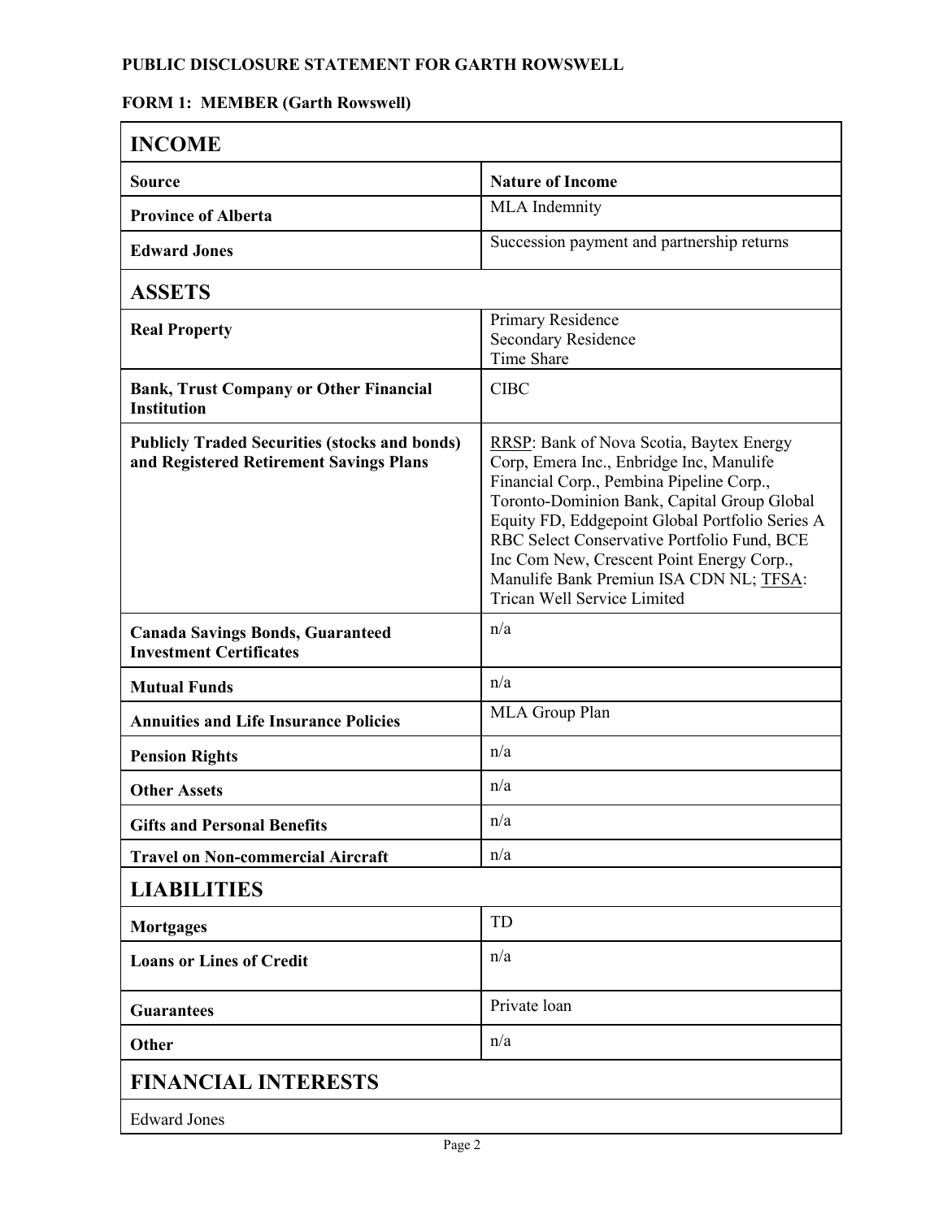**PUBLIC DISCLOSURE STATEMENT FOR GARTH ROWSWELL**

**FORM 1: MEMBER (Garth Rowswell)**

| **INCOME** | |
|---|---|
| **Source** | **Nature of Income** |
| **Province of Alberta** | MLA Indemnity |
| **Edward Jones** | Succession payment and partnership returns |
| **ASSETS** | |
| **Real Property** | Primary Residence<br>Secondary Residence<br>Time Share |
| **Bank, Trust Company or Other Financial Institution** | CIBC |
| **Publicly Traded Securities (stocks and bonds) and Registered Retirement Savings Plans** | <u>RRSP</u>: Bank of Nova Scotia, Baytex Energy Corp, Emera Inc., Enbridge Inc, Manulife Financial Corp., Pembina Pipeline Corp., Toronto-Dominion Bank, Capital Group Global Equity FD, Eddgepoint Global Portfolio Series A RBC Select Conservative Portfolio Fund, BCE Inc Com New, Crescent Point Energy Corp., Manulife Bank Premiun ISA CDN NL; <u>TFSA</u>: Trican Well Service Limited |
| **Canada Savings Bonds, Guaranteed Investment Certificates** | n/a |
| **Mutual Funds** | n/a |
| **Annuities and Life Insurance Policies** | MLA Group Plan |
| **Pension Rights** | n/a |
| **Other Assets** | n/a |
| **Gifts and Personal Benefits** | n/a |
| **Travel on Non-commercial Aircraft** | n/a |
| **LIABILITIES** | |
| **Mortgages** | TD |
| **Loans or Lines of Credit** | n/a |
| **Guarantees** | Private loan |
| **Other** | n/a |
| **FINANCIAL INTERESTS** | |
| Edward Jones | |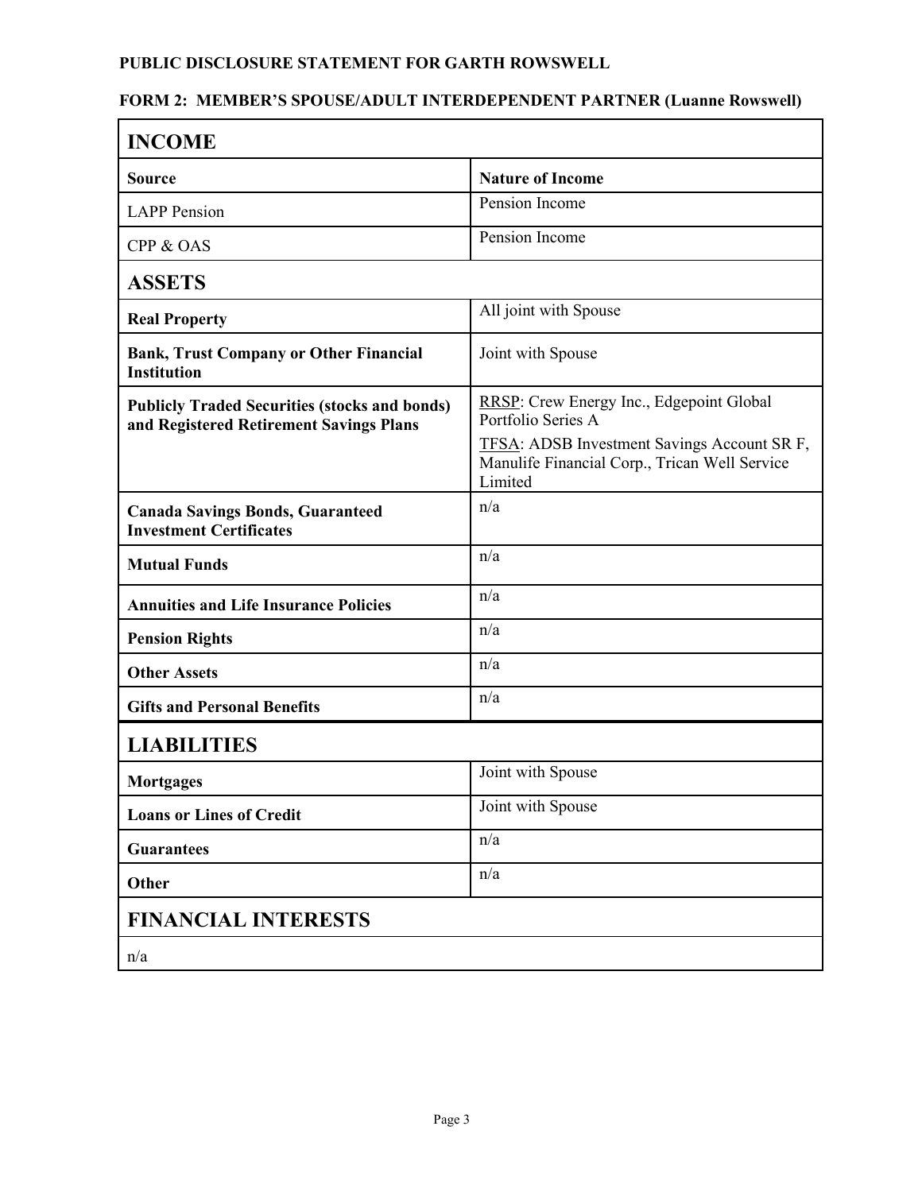**PUBLIC DISCLOSURE STATEMENT FOR GARTH ROWSWELL**

**FORM 2: MEMBER'S SPOUSE/ADULT INTERDEPENDENT PARTNER (Luanne Rowswell)**

| **INCOME** | |
|---|---|
| **Source** | **Nature of Income** |
| LAPP Pension | Pension Income |
| CPP & OAS | Pension Income |
| **ASSETS** | |
| **Real Property** | All joint with Spouse |
| **Bank, Trust Company or Other Financial Institution** | Joint with Spouse |
| **Publicly Traded Securities (stocks and bonds) and Registered Retirement Savings Plans** | RRSP: Crew Energy Inc., Edgepoint Global Portfolio Series A<br>TFSA: ADSB Investment Savings Account SR F, Manulife Financial Corp., Trican Well Service Limited |
| **Canada Savings Bonds, Guaranteed Investment Certificates** | n/a |
| **Mutual Funds** | n/a |
| **Annuities and Life Insurance Policies** | n/a |
| **Pension Rights** | n/a |
| **Other Assets** | n/a |
| **Gifts and Personal Benefits** | n/a |
| **LIABILITIES** | |
| **Mortgages** | Joint with Spouse |
| **Loans or Lines of Credit** | Joint with Spouse |
| **Guarantees** | n/a |
| **Other** | n/a |
| **FINANCIAL INTERESTS** | |
| n/a | |